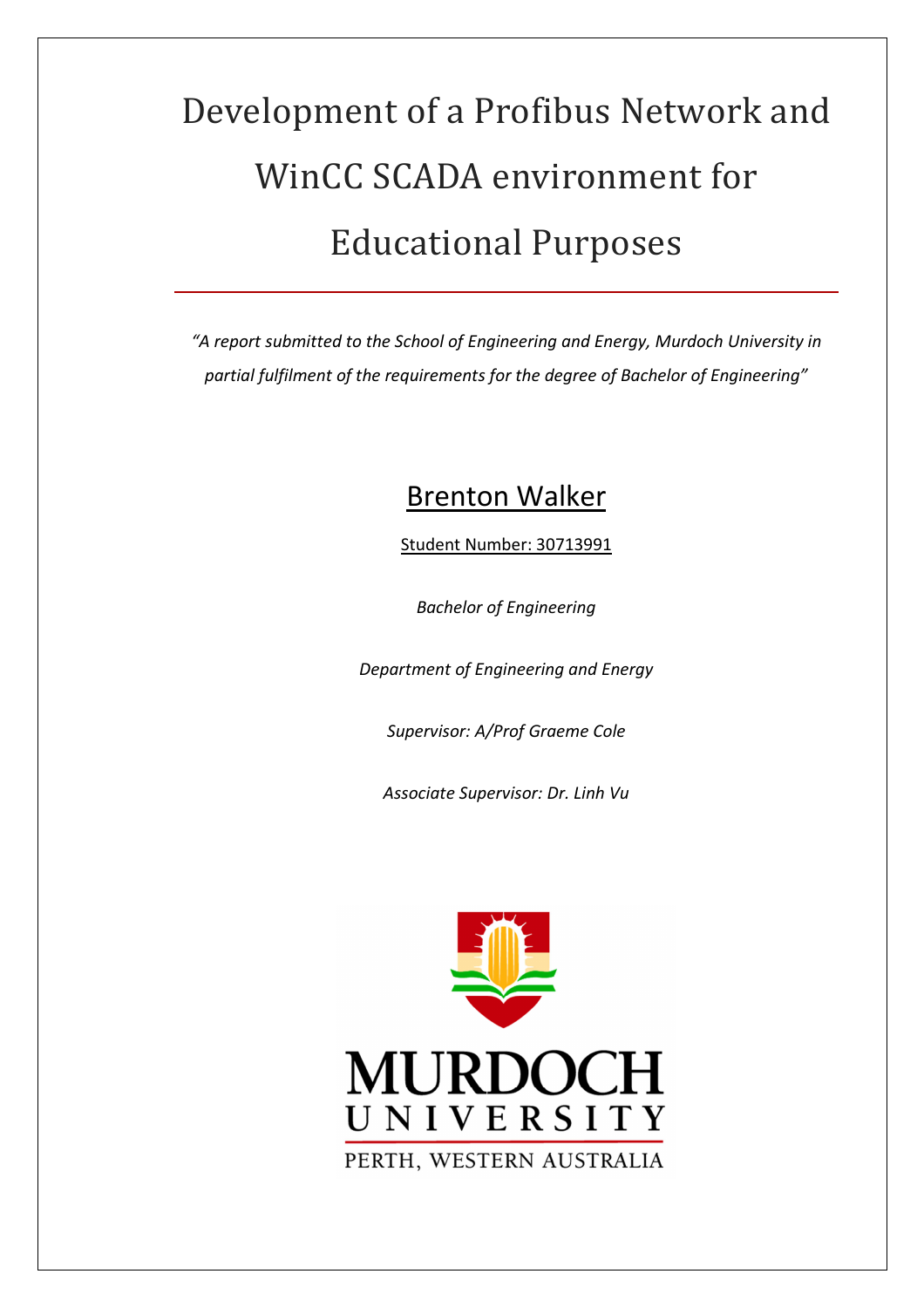# Development of a Profibus Network and WinCC SCADA environment for Educational Purposes

*"A report submitted to the School of Engineering and Energy, Murdoch University in partial fulfilment of the requirements for the degree of Bachelor of Engineering"*

## Brenton Walker

Student Number: 30713991

*Bachelor of Engineering*

*Department of Engineering and Energy*

*Supervisor: A/Prof Graeme Cole*

*Associate Supervisor: Dr. Linh Vu*

MURDOCH UNIVERSITY

PERTH, WESTERN AUSTRALIA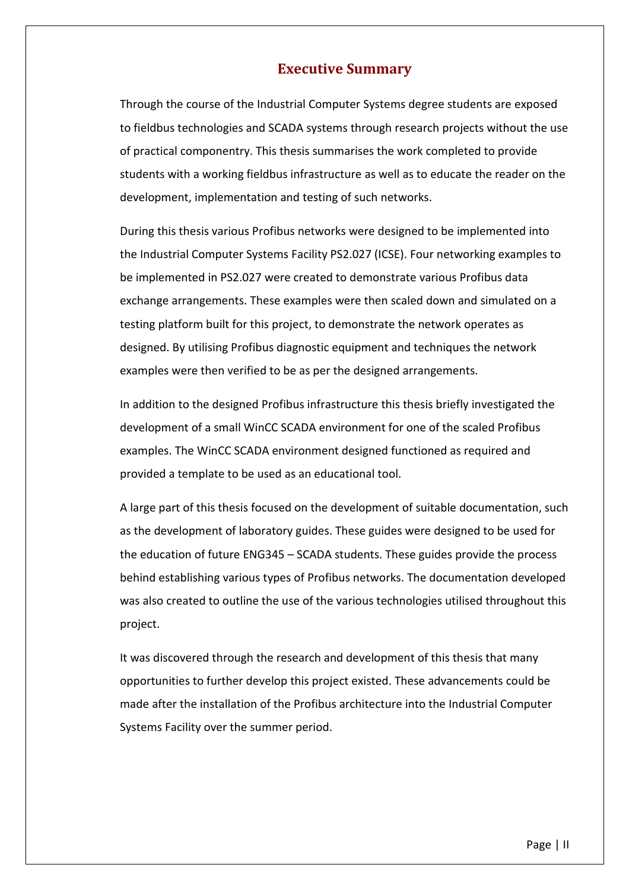# Executive Summary

Through the course of the Industrial Computer Systems degree students are exposed to fieldbus technologies and SCADA systems through research projects without the use of practical componentry. This thesis summarises the work completed to provide students with a working fieldbus infrastructure as well as to educate the reader on the development, implementation and testing of such networks.

During this thesis various Profibus networks were designed to be implemented into the Industrial Computer Systems Facility PS2.027 (ICSE). Four networking examples to be implemented in PS2.027 were created to demonstrate various Profibus data exchange arrangements. These examples were then scaled down and simulated on a testing platform built for this project, to demonstrate the network operates as designed. By utilising Profibus diagnostic equipment and techniques the network examples were then verified to be as per the designed arrangements.

In addition to the designed Profibus infrastructure this thesis briefly investigated the development of a small WinCC SCADA environment for one of the scaled Profibus examples. The WinCC SCADA environment designed functioned as required and provided a template to be used as an educational tool.

A large part of this thesis focused on the development of suitable documentation, such as the development of laboratory guides. These guides were designed to be used for the education of future ENG345 – SCADA students. These guides provide the process behind establishing various types of Profibus networks. The documentation developed was also created to outline the use of the various technologies utilised throughout this project.

It was discovered through the research and development of this thesis that many opportunities to further develop this project existed. These advancements could be made after the installation of the Profibus architecture into the Industrial Computer Systems Facility over the summer period.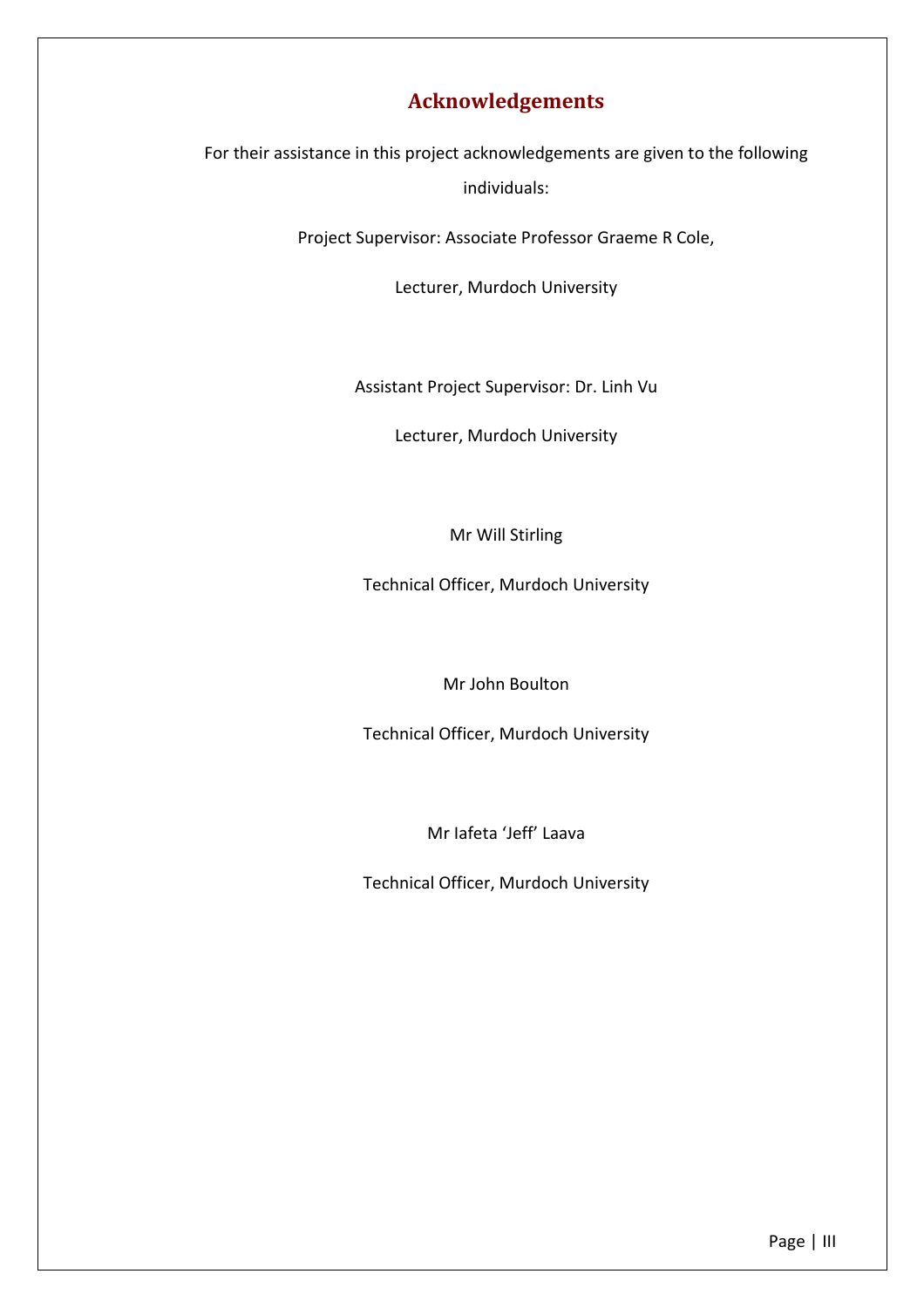# Acknowledgements

For their assistance in this project acknowledgements are given to the following individuals:

Project Supervisor: Associate Professor Graeme R Cole,

Lecturer, Murdoch University

Assistant Project Supervisor: Dr. Linh Vu

Lecturer, Murdoch University

Mr Will Stirling

Technical Officer, Murdoch University

Mr John Boulton

Technical Officer, Murdoch University

Mr Iafeta 'Jeff' Laava

Technical Officer, Murdoch University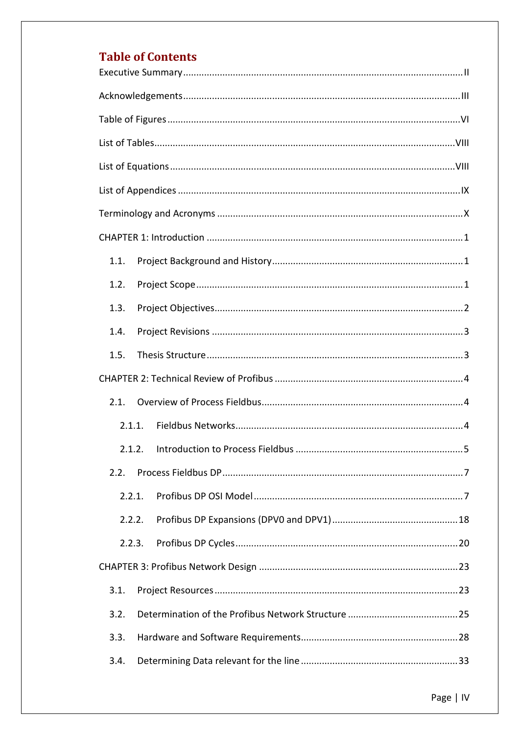## Table of Contents

Executive Summary .......... II

Acknowledgements .......... III

Table of Figures .......... VI

List of Tables .......... VIII

List of Equations .......... VIII

List of Appendices .......... IX

Terminology and Acronyms .......... X

CHAPTER 1: Introduction .......... 1

- 1.1. Project Background and History .......... 1
- 1.2. Project Scope .......... 1
- 1.3. Project Objectives .......... 2
- 1.4. Project Revisions .......... 3
- 1.5. Thesis Structure .......... 3

CHAPTER 2: Technical Review of Profibus .......... 4

- 2.1. Overview of Process Fieldbus .......... 4
  - 2.1.1. Fieldbus Networks .......... 4
  - 2.1.2. Introduction to Process Fieldbus .......... 5
- 2.2. Process Fieldbus DP .......... 7
  - 2.2.1. Profibus DP OSI Model .......... 7
  - 2.2.2. Profibus DP Expansions (DPV0 and DPV1) .......... 18
  - 2.2.3. Profibus DP Cycles .......... 20

CHAPTER 3: Profibus Network Design .......... 23

- 3.1. Project Resources .......... 23
- 3.2. Determination of the Profibus Network Structure .......... 25
- 3.3. Hardware and Software Requirements .......... 28
- 3.4. Determining Data relevant for the line .......... 33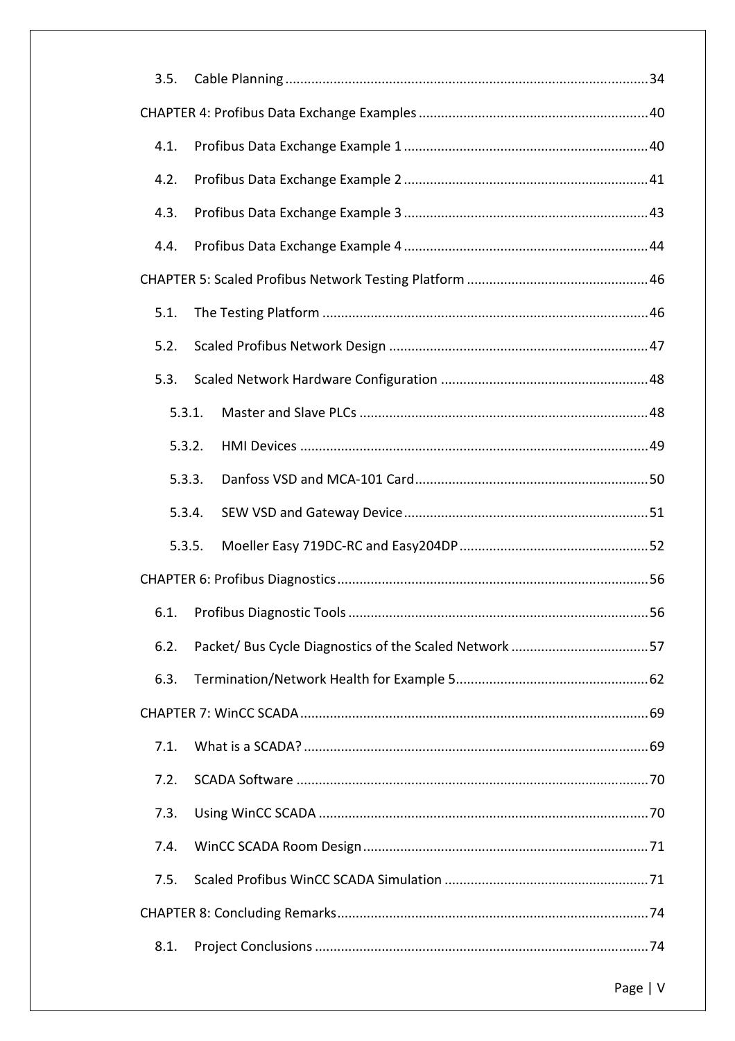3.5. Cable Planning ........................................................................................ 34

CHAPTER 4: Profibus Data Exchange Examples ............................................................. 40

4.1. Profibus Data Exchange Example 1 ................................................................. 40

4.2. Profibus Data Exchange Example 2 ................................................................. 41

4.3. Profibus Data Exchange Example 3 ................................................................. 43

4.4. Profibus Data Exchange Example 4 ................................................................. 44

CHAPTER 5: Scaled Profibus Network Testing Platform ................................................ 46

5.1. The Testing Platform ...................................................................................... 46

5.2. Scaled Profibus Network Design ..................................................................... 47

5.3. Scaled Network Hardware Configuration ....................................................... 48

5.3.1. Master and Slave PLCs ............................................................................ 48

5.3.2. HMI Devices ............................................................................................ 49

5.3.3. Danfoss VSD and MCA-101 Card .............................................................. 50

5.3.4. SEW VSD and Gateway Device ................................................................. 51

5.3.5. Moeller Easy 719DC-RC and Easy204DP .................................................. 52

CHAPTER 6: Profibus Diagnostics .................................................................................. 56

6.1. Profibus Diagnostic Tools ................................................................................ 56

6.2. Packet/ Bus Cycle Diagnostics of the Scaled Network .................................... 57

6.3. Termination/Network Health for Example 5 ................................................... 62

CHAPTER 7: WinCC SCADA ............................................................................................ 69

7.1. What is a SCADA? ........................................................................................... 69

7.2. SCADA Software ............................................................................................. 70

7.3. Using WinCC SCADA ....................................................................................... 70

7.4. WinCC SCADA Room Design ........................................................................... 71

7.5. Scaled Profibus WinCC SCADA Simulation ...................................................... 71

CHAPTER 8: Concluding Remarks .................................................................................. 74

8.1. Project Conclusions ........................................................................................ 74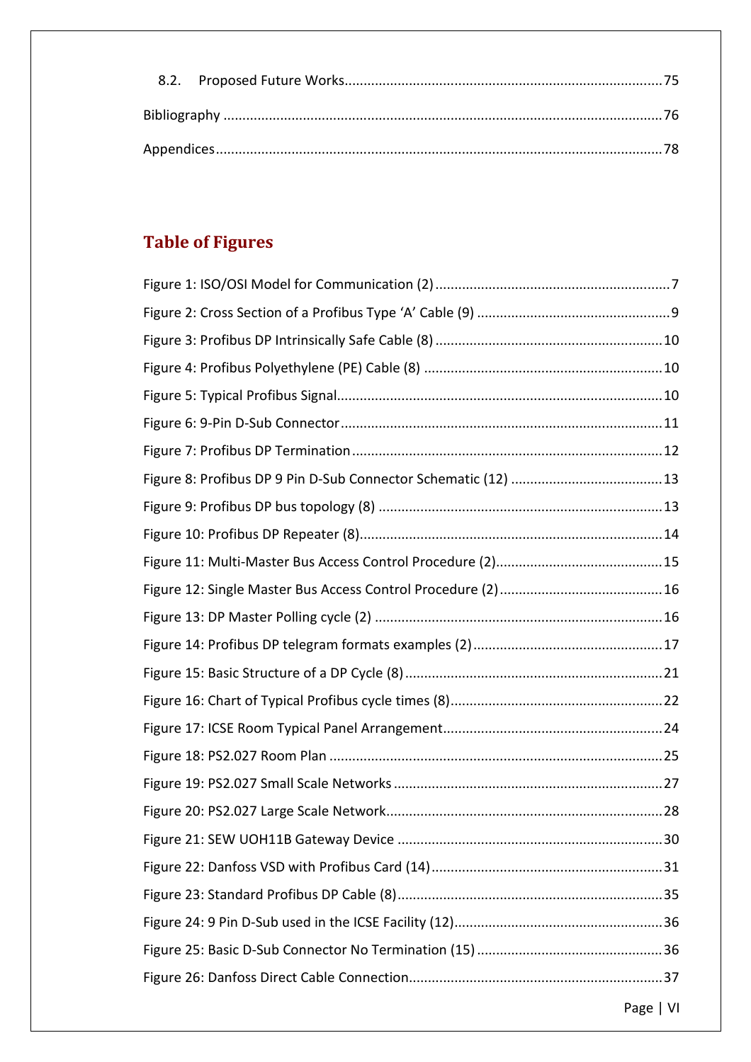8.2. Proposed Future Works ..... 75

Bibliography ..... 76

Appendices ..... 78

## Table of Figures

Figure 1: ISO/OSI Model for Communication (2) ..... 7

Figure 2: Cross Section of a Profibus Type 'A' Cable (9) ..... 9

Figure 3: Profibus DP Intrinsically Safe Cable (8) ..... 10

Figure 4: Profibus Polyethylene (PE) Cable (8) ..... 10

Figure 5: Typical Profibus Signal ..... 10

Figure 6: 9-Pin D-Sub Connector ..... 11

Figure 7: Profibus DP Termination ..... 12

Figure 8: Profibus DP 9 Pin D-Sub Connector Schematic (12) ..... 13

Figure 9: Profibus DP bus topology (8) ..... 13

Figure 10: Profibus DP Repeater (8) ..... 14

Figure 11: Multi-Master Bus Access Control Procedure (2) ..... 15

Figure 12: Single Master Bus Access Control Procedure (2) ..... 16

Figure 13: DP Master Polling cycle (2) ..... 16

Figure 14: Profibus DP telegram formats examples (2) ..... 17

Figure 15: Basic Structure of a DP Cycle (8) ..... 21

Figure 16: Chart of Typical Profibus cycle times (8) ..... 22

Figure 17: ICSE Room Typical Panel Arrangement ..... 24

Figure 18: PS2.027 Room Plan ..... 25

Figure 19: PS2.027 Small Scale Networks ..... 27

Figure 20: PS2.027 Large Scale Network ..... 28

Figure 21: SEW UOH11B Gateway Device ..... 30

Figure 22: Danfoss VSD with Profibus Card (14) ..... 31

Figure 23: Standard Profibus DP Cable (8) ..... 35

Figure 24: 9 Pin D-Sub used in the ICSE Facility (12) ..... 36

Figure 25: Basic D-Sub Connector No Termination (15) ..... 36

Figure 26: Danfoss Direct Cable Connection ..... 37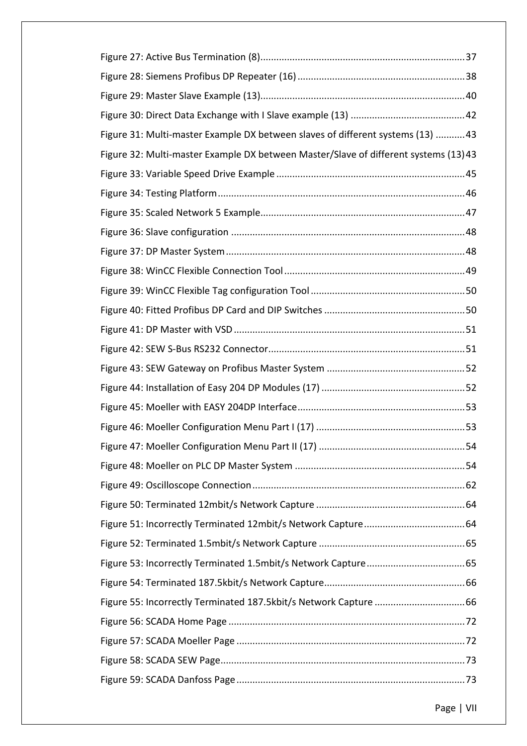Figure 27: Active Bus Termination (8) ........ 37

Figure 28: Siemens Profibus DP Repeater (16) ........ 38

Figure 29: Master Slave Example (13) ........ 40

Figure 30: Direct Data Exchange with I Slave example (13) ........ 42

Figure 31: Multi-master Example DX between slaves of different systems (13) ........ 43

Figure 32: Multi-master Example DX between Master/Slave of different systems (13) 43

Figure 33: Variable Speed Drive Example ........ 45

Figure 34: Testing Platform ........ 46

Figure 35: Scaled Network 5 Example ........ 47

Figure 36: Slave configuration ........ 48

Figure 37: DP Master System ........ 48

Figure 38: WinCC Flexible Connection Tool ........ 49

Figure 39: WinCC Flexible Tag configuration Tool ........ 50

Figure 40: Fitted Profibus DP Card and DIP Switches ........ 50

Figure 41: DP Master with VSD ........ 51

Figure 42: SEW S-Bus RS232 Connector ........ 51

Figure 43: SEW Gateway on Profibus Master System ........ 52

Figure 44: Installation of Easy 204 DP Modules (17) ........ 52

Figure 45: Moeller with EASY 204DP Interface ........ 53

Figure 46: Moeller Configuration Menu Part I (17) ........ 53

Figure 47: Moeller Configuration Menu Part II (17) ........ 54

Figure 48: Moeller on PLC DP Master System ........ 54

Figure 49: Oscilloscope Connection ........ 62

Figure 50: Terminated 12mbit/s Network Capture ........ 64

Figure 51: Incorrectly Terminated 12mbit/s Network Capture ........ 64

Figure 52: Terminated 1.5mbit/s Network Capture ........ 65

Figure 53: Incorrectly Terminated 1.5mbit/s Network Capture ........ 65

Figure 54: Terminated 187.5kbit/s Network Capture ........ 66

Figure 55: Incorrectly Terminated 187.5kbit/s Network Capture ........ 66

Figure 56: SCADA Home Page ........ 72

Figure 57: SCADA Moeller Page ........ 72

Figure 58: SCADA SEW Page ........ 73

Figure 59: SCADA Danfoss Page ........ 73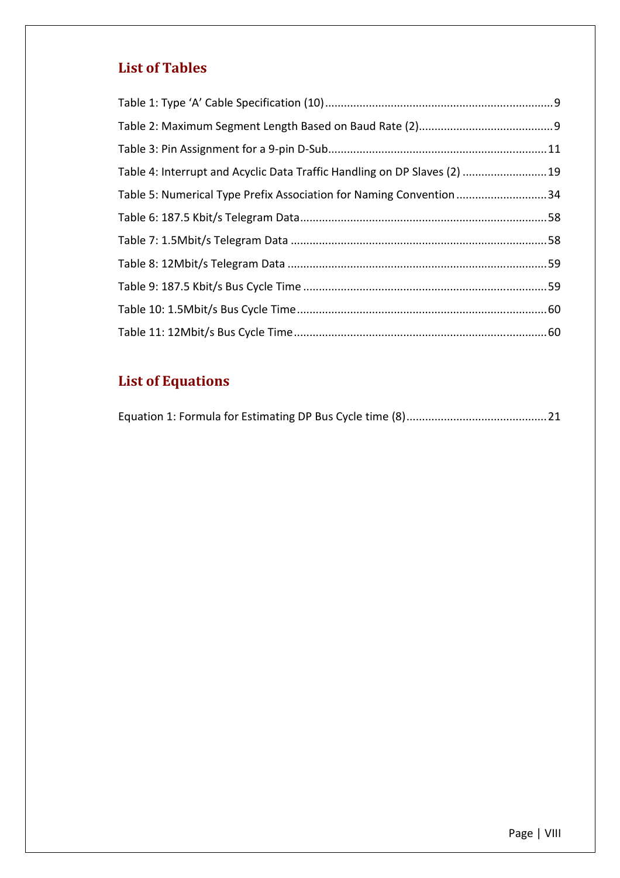## List of Tables

Table 1: Type ‘A’ Cable Specification (10) ........................................................................ 9

Table 2: Maximum Segment Length Based on Baud Rate (2) ........................................... 9

Table 3: Pin Assignment for a 9-pin D-Sub ....................................................................... 11

Table 4: Interrupt and Acyclic Data Traffic Handling on DP Slaves (2) ........................... 19

Table 5: Numerical Type Prefix Association for Naming Convention ............................. 34

Table 6: 187.5 Kbit/s Telegram Data ................................................................................ 58

Table 7: 1.5Mbit/s Telegram Data .................................................................................... 58

Table 8: 12Mbit/s Telegram Data ..................................................................................... 59

Table 9: 187.5 Kbit/s Bus Cycle Time ............................................................................... 59

Table 10: 1.5Mbit/s Bus Cycle Time .................................................................................. 60

Table 11: 12Mbit/s Bus Cycle Time ................................................................................... 60

## List of Equations

Equation 1: Formula for Estimating DP Bus Cycle time (8) ............................................. 21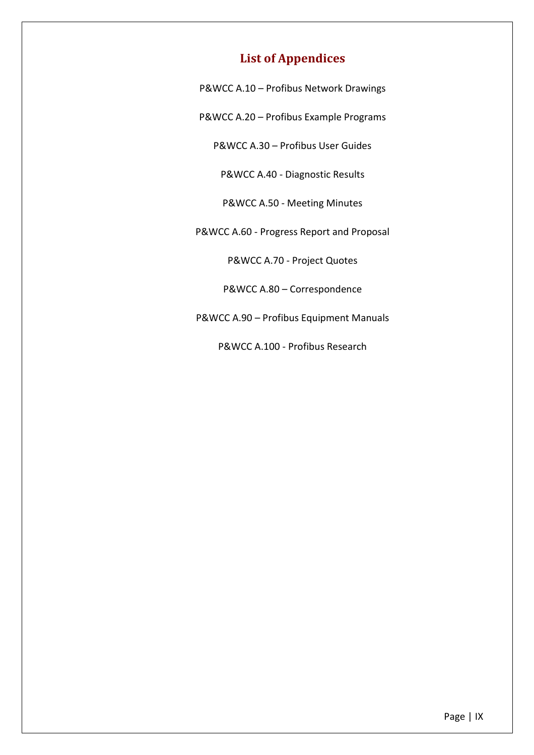# List of Appendices

P&WCC A.10 – Profibus Network Drawings

P&WCC A.20 – Profibus Example Programs

P&WCC A.30 – Profibus User Guides

P&WCC A.40 - Diagnostic Results

P&WCC A.50 - Meeting Minutes

P&WCC A.60 - Progress Report and Proposal

P&WCC A.70 - Project Quotes

P&WCC A.80 – Correspondence

P&WCC A.90 – Profibus Equipment Manuals

P&WCC A.100 - Profibus Research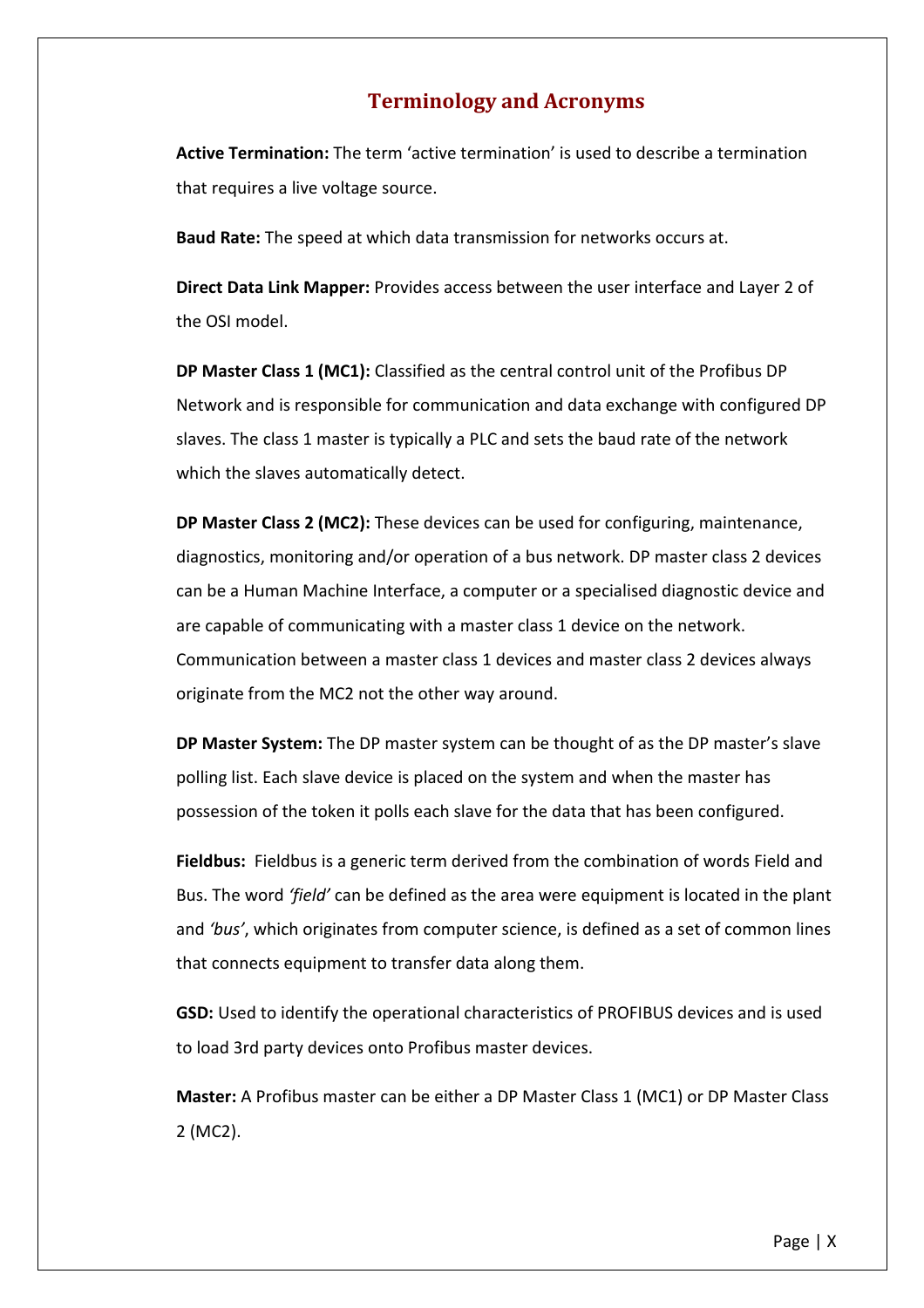# Terminology and Acronyms

**Active Termination:** The term 'active termination' is used to describe a termination that requires a live voltage source.

**Baud Rate:** The speed at which data transmission for networks occurs at.

**Direct Data Link Mapper:** Provides access between the user interface and Layer 2 of the OSI model.

**DP Master Class 1 (MC1):** Classified as the central control unit of the Profibus DP Network and is responsible for communication and data exchange with configured DP slaves. The class 1 master is typically a PLC and sets the baud rate of the network which the slaves automatically detect.

**DP Master Class 2 (MC2):** These devices can be used for configuring, maintenance, diagnostics, monitoring and/or operation of a bus network. DP master class 2 devices can be a Human Machine Interface, a computer or a specialised diagnostic device and are capable of communicating with a master class 1 device on the network. Communication between a master class 1 devices and master class 2 devices always originate from the MC2 not the other way around.

**DP Master System:** The DP master system can be thought of as the DP master's slave polling list. Each slave device is placed on the system and when the master has possession of the token it polls each slave for the data that has been configured.

**Fieldbus:** Fieldbus is a generic term derived from the combination of words Field and Bus. The word *'field'* can be defined as the area were equipment is located in the plant and *'bus'*, which originates from computer science, is defined as a set of common lines that connects equipment to transfer data along them.

**GSD:** Used to identify the operational characteristics of PROFIBUS devices and is used to load 3rd party devices onto Profibus master devices.

**Master:** A Profibus master can be either a DP Master Class 1 (MC1) or DP Master Class 2 (MC2).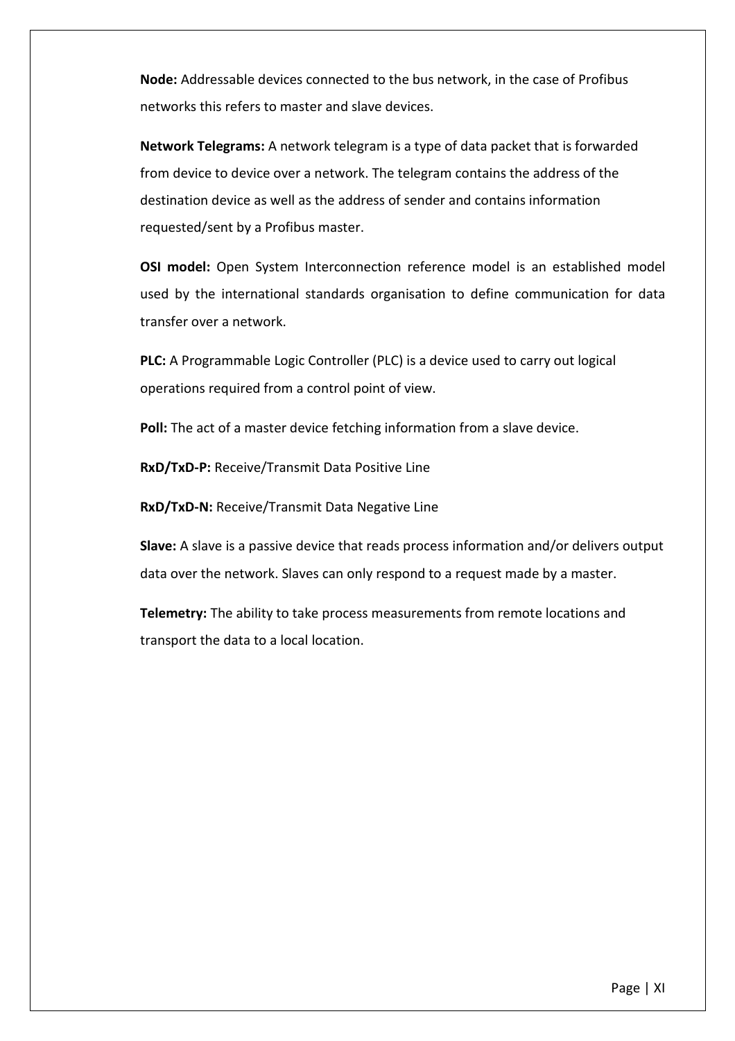**Node:** Addressable devices connected to the bus network, in the case of Profibus networks this refers to master and slave devices.

**Network Telegrams:** A network telegram is a type of data packet that is forwarded from device to device over a network. The telegram contains the address of the destination device as well as the address of sender and contains information requested/sent by a Profibus master.

**OSI model:** Open System Interconnection reference model is an established model used by the international standards organisation to define communication for data transfer over a network.

**PLC:** A Programmable Logic Controller (PLC) is a device used to carry out logical operations required from a control point of view.

**Poll:** The act of a master device fetching information from a slave device.

**RxD/TxD-P:** Receive/Transmit Data Positive Line

**RxD/TxD-N:** Receive/Transmit Data Negative Line

**Slave:** A slave is a passive device that reads process information and/or delivers output data over the network. Slaves can only respond to a request made by a master.

**Telemetry:** The ability to take process measurements from remote locations and transport the data to a local location.